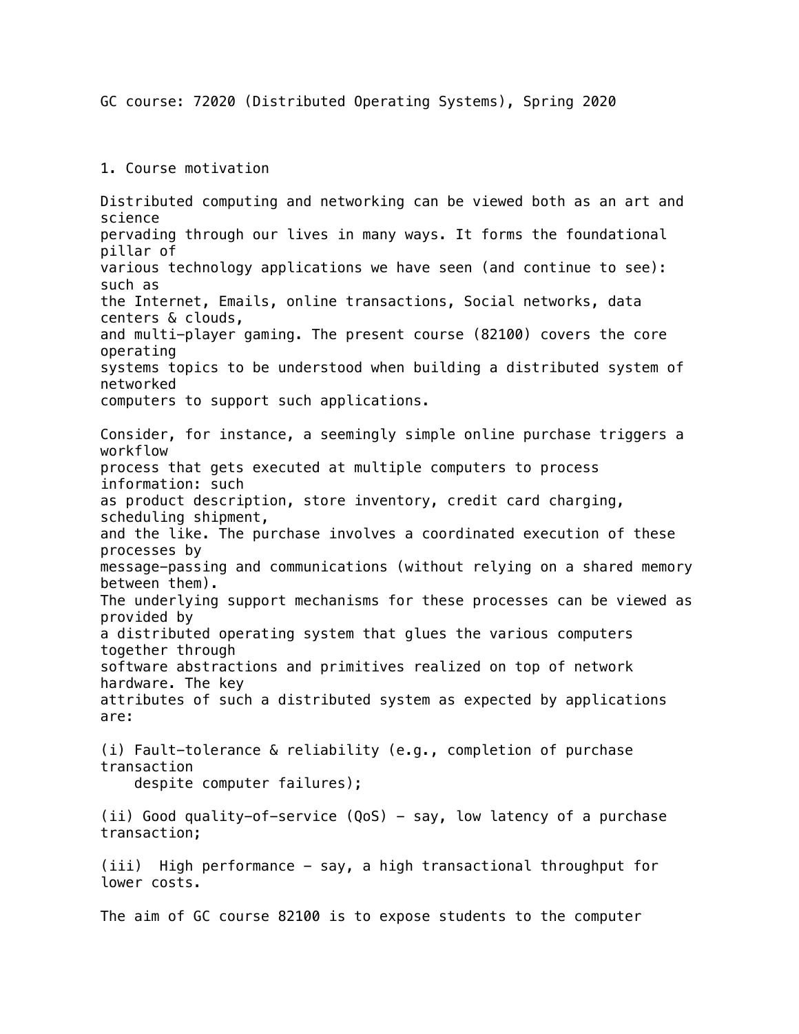GC course: 72020 (Distributed Operating Systems), Spring 2020

## 1. Course motivation

Distributed computing and networking can be viewed both as an art and science pervading through our lives in many ways. It forms the foundational pillar of various technology applications we have seen (and continue to see): such as the Internet, Emails, online transactions, Social networks, data centers & clouds, and multi-player gaming. The present course (82100) covers the core operating systems topics to be understood when building a distributed system of networked computers to support such applications.

Consider, for instance, a seemingly simple online purchase triggers a workflow process that gets executed at multiple computers to process information: such as product description, store inventory, credit card charging, scheduling shipment, and the like. The purchase involves a coordinated execution of these processes by message-passing and communications (without relying on a shared memory between them). The underlying support mechanisms for these processes can be viewed as provided by a distributed operating system that glues the various computers together through software abstractions and primitives realized on top of network hardware. The key attributes of such a distributed system as expected by applications are:

(i) Fault-tolerance & reliability (e.g., completion of purchase transaction despite computer failures);

(ii) Good quality-of-service (QoS) - say, low latency of a purchase transaction;

(iii) High performance - say, a high transactional throughput for lower costs.

The aim of GC course 82100 is to expose students to the computer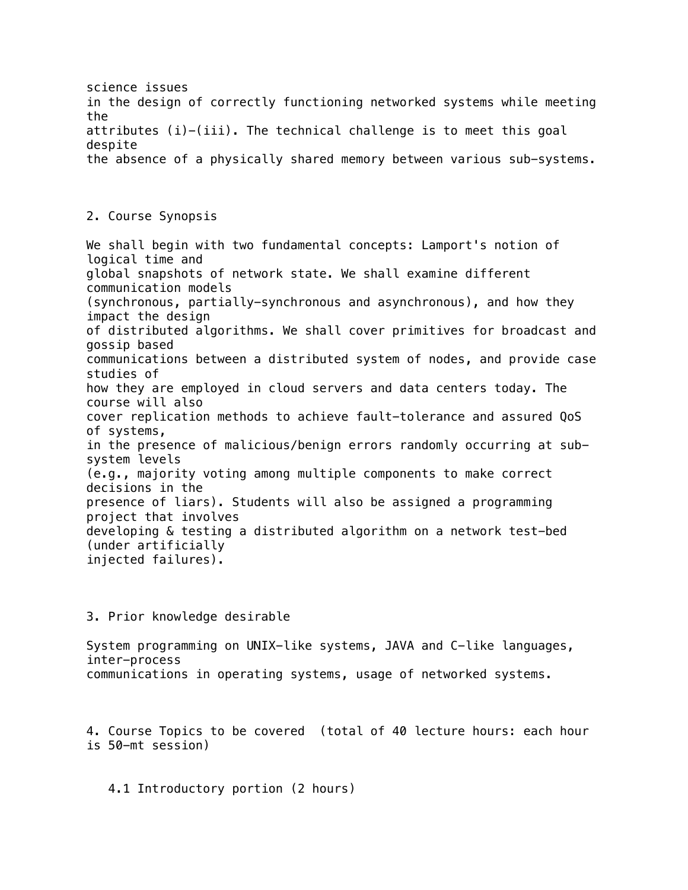science issues in the design of correctly functioning networked systems while meeting the attributes (i)-(iii). The technical challenge is to meet this goal despite the absence of a physically shared memory between various sub-systems.

## 2. Course Synopsis

We shall begin with two fundamental concepts: Lamport's notion of logical time and global snapshots of network state. We shall examine different communication models (synchronous, partially-synchronous and asynchronous), and how they impact the design of distributed algorithms. We shall cover primitives for broadcast and gossip based communications between a distributed system of nodes, and provide case studies of how they are employed in cloud servers and data centers today. The course will also cover replication methods to achieve fault-tolerance and assured QoS of systems, in the presence of malicious/benign errors randomly occurring at sub-system levels (e.g., majority voting among multiple components to make correct decisions in the presence of liars). Students will also be assigned a programming project that involves developing & testing a distributed algorithm on a network test-bed (under artificially injected failures).

## 3. Prior knowledge desirable

System programming on UNIX-like systems, JAVA and C-like languages, inter-process communications in operating systems, usage of networked systems.

## 4. Course Topics to be covered (total of 40 lecture hours: each hour is 50-mt session)

### 4.1 Introductory portion (2 hours)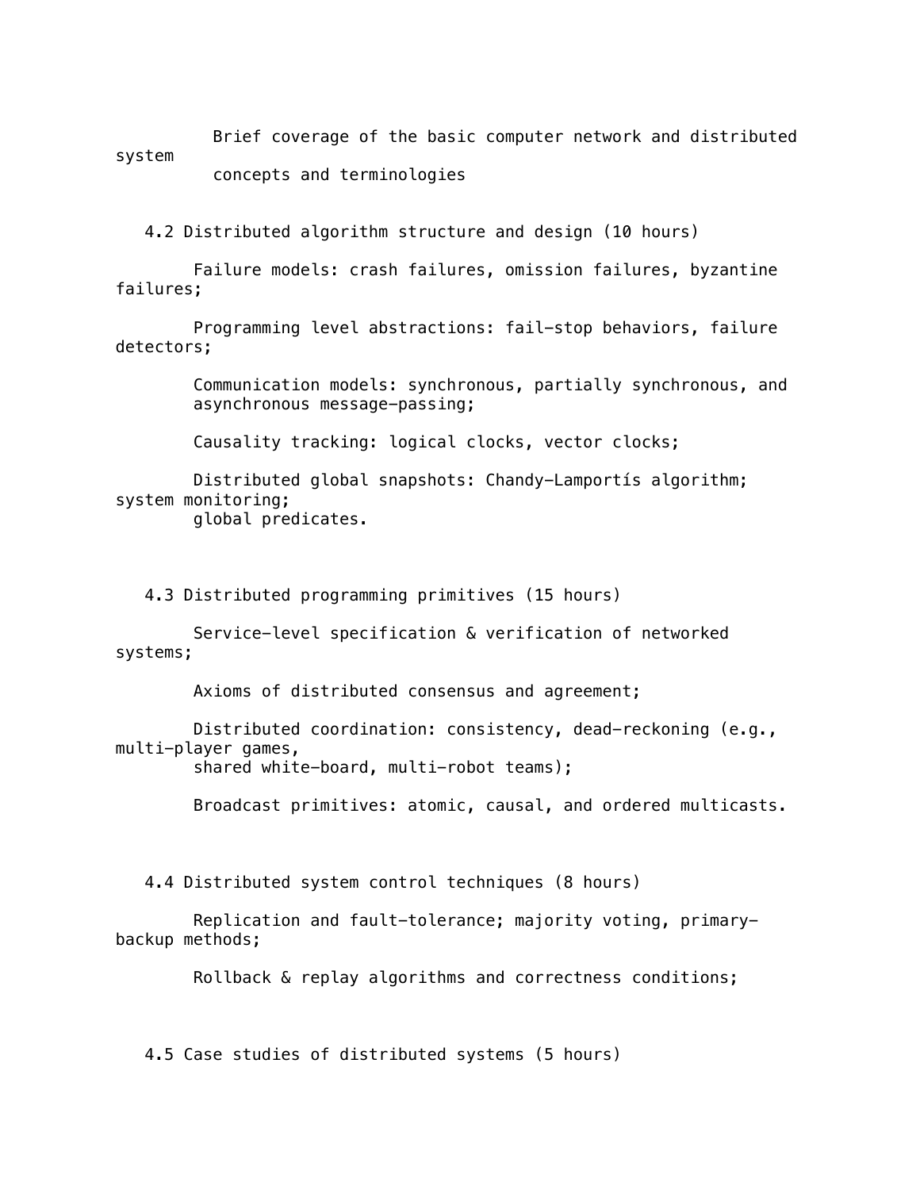Brief coverage of the basic computer network and distributed system concepts and terminologies

### 4.2 Distributed algorithm structure and design (10 hours)

Failure models: crash failures, omission failures, byzantine failures;

Programming level abstractions: fail-stop behaviors, failure detectors;

Communication models: synchronous, partially synchronous, and asynchronous message-passing;

Causality tracking: logical clocks, vector clocks;

Distributed global snapshots: Chandy-Lamportís algorithm; system monitoring; global predicates.

### 4.3 Distributed programming primitives (15 hours)

Service-level specification & verification of networked systems;

Axioms of distributed consensus and agreement;

Distributed coordination: consistency, dead-reckoning (e.g., multi-player games, shared white-board, multi-robot teams);

Broadcast primitives: atomic, causal, and ordered multicasts.

### 4.4 Distributed system control techniques (8 hours)

Replication and fault-tolerance; majority voting, primary-backup methods;

Rollback & replay algorithms and correctness conditions;

### 4.5 Case studies of distributed systems (5 hours)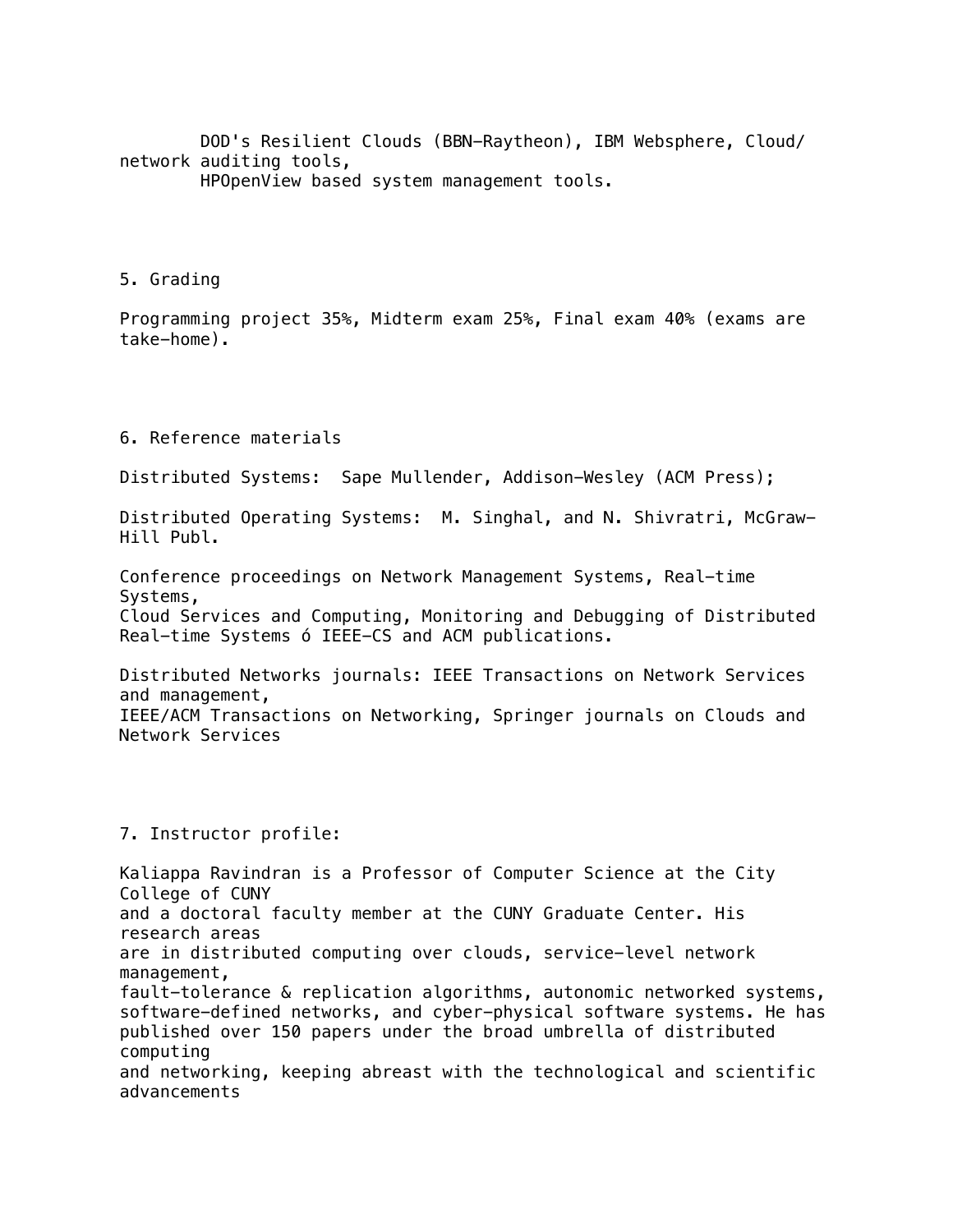DOD's Resilient Clouds (BBN-Raytheon), IBM Websphere, Cloud/network auditing tools,
HPOpenView based system management tools.

5. Grading

Programming project 35%, Midterm exam 25%, Final exam 40% (exams are take-home).

6. Reference materials

Distributed Systems: Sape Mullender, Addison-Wesley (ACM Press);

Distributed Operating Systems: M. Singhal, and N. Shivratri, McGraw-Hill Publ.

Conference proceedings on Network Management Systems, Real-time Systems,
Cloud Services and Computing, Monitoring and Debugging of Distributed Real-time Systems ó IEEE-CS and ACM publications.

Distributed Networks journals: IEEE Transactions on Network Services and management,
IEEE/ACM Transactions on Networking, Springer journals on Clouds and Network Services

7. Instructor profile:

Kaliappa Ravindran is a Professor of Computer Science at the City College of CUNY
and a doctoral faculty member at the CUNY Graduate Center. His research areas
are in distributed computing over clouds, service-level network management,
fault-tolerance & replication algorithms, autonomic networked systems,
software-defined networks, and cyber-physical software systems. He has
published over 150 papers under the broad umbrella of distributed computing
and networking, keeping abreast with the technological and scientific advancements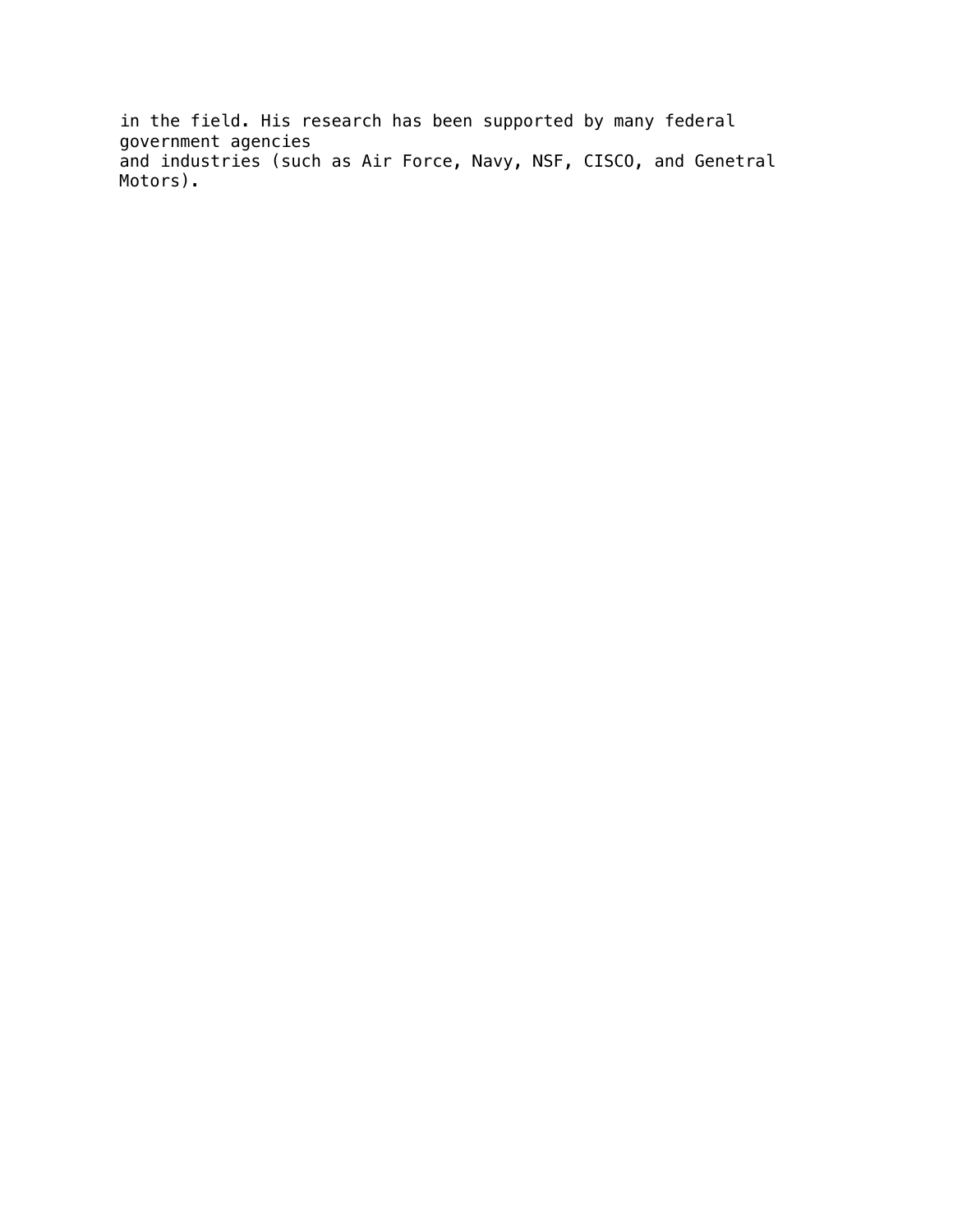in the field. His research has been supported by many federal government agencies
and industries (such as Air Force, Navy, NSF, CISCO, and Genetral Motors).